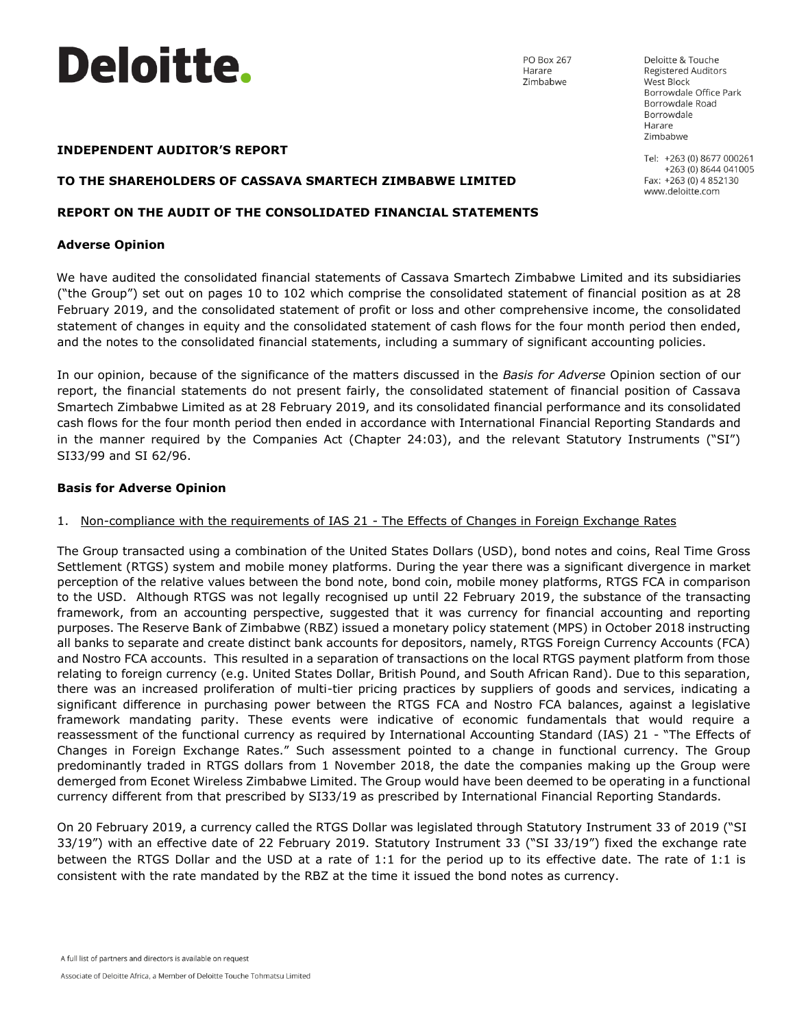# Deloitte.

PO Box 267
Harare
Zimbabwe

Deloitte & Touche
Registered Auditors
West Block
Borrowdale Office Park
Borrowdale Road
Borrowdale
Harare
Zimbabwe

Tel: +263 (0) 8677 000261
+263 (0) 8644 041005
Fax: +263 (0) 4 852130
www.deloitte.com

**INDEPENDENT AUDITOR'S REPORT**

**TO THE SHAREHOLDERS OF CASSAVA SMARTECH ZIMBABWE LIMITED**

**REPORT ON THE AUDIT OF THE CONSOLIDATED FINANCIAL STATEMENTS**

## Adverse Opinion

We have audited the consolidated financial statements of Cassava Smartech Zimbabwe Limited and its subsidiaries ("the Group") set out on pages 10 to 102 which comprise the consolidated statement of financial position as at 28 February 2019, and the consolidated statement of profit or loss and other comprehensive income, the consolidated statement of changes in equity and the consolidated statement of cash flows for the four month period then ended, and the notes to the consolidated financial statements, including a summary of significant accounting policies.

In our opinion, because of the significance of the matters discussed in the *Basis for Adverse* Opinion section of our report, the financial statements do not present fairly, the consolidated statement of financial position of Cassava Smartech Zimbabwe Limited as at 28 February 2019, and its consolidated financial performance and its consolidated cash flows for the four month period then ended in accordance with International Financial Reporting Standards and in the manner required by the Companies Act (Chapter 24:03), and the relevant Statutory Instruments ("SI") SI33/99 and SI 62/96.

## Basis for Adverse Opinion

1. Non-compliance with the requirements of IAS 21 - The Effects of Changes in Foreign Exchange Rates

The Group transacted using a combination of the United States Dollars (USD), bond notes and coins, Real Time Gross Settlement (RTGS) system and mobile money platforms. During the year there was a significant divergence in market perception of the relative values between the bond note, bond coin, mobile money platforms, RTGS FCA in comparison to the USD. Although RTGS was not legally recognised up until 22 February 2019, the substance of the transacting framework, from an accounting perspective, suggested that it was currency for financial accounting and reporting purposes. The Reserve Bank of Zimbabwe (RBZ) issued a monetary policy statement (MPS) in October 2018 instructing all banks to separate and create distinct bank accounts for depositors, namely, RTGS Foreign Currency Accounts (FCA) and Nostro FCA accounts. This resulted in a separation of transactions on the local RTGS payment platform from those relating to foreign currency (e.g. United States Dollar, British Pound, and South African Rand). Due to this separation, there was an increased proliferation of multi-tier pricing practices by suppliers of goods and services, indicating a significant difference in purchasing power between the RTGS FCA and Nostro FCA balances, against a legislative framework mandating parity. These events were indicative of economic fundamentals that would require a reassessment of the functional currency as required by International Accounting Standard (IAS) 21 - "The Effects of Changes in Foreign Exchange Rates." Such assessment pointed to a change in functional currency. The Group predominantly traded in RTGS dollars from 1 November 2018, the date the companies making up the Group were demerged from Econet Wireless Zimbabwe Limited. The Group would have been deemed to be operating in a functional currency different from that prescribed by SI33/19 as prescribed by International Financial Reporting Standards.

On 20 February 2019, a currency called the RTGS Dollar was legislated through Statutory Instrument 33 of 2019 ("SI 33/19") with an effective date of 22 February 2019. Statutory Instrument 33 ("SI 33/19") fixed the exchange rate between the RTGS Dollar and the USD at a rate of 1:1 for the period up to its effective date. The rate of 1:1 is consistent with the rate mandated by the RBZ at the time it issued the bond notes as currency.

A full list of partners and directors is available on request

Associate of Deloitte Africa, a Member of Deloitte Touche Tohmatsu Limited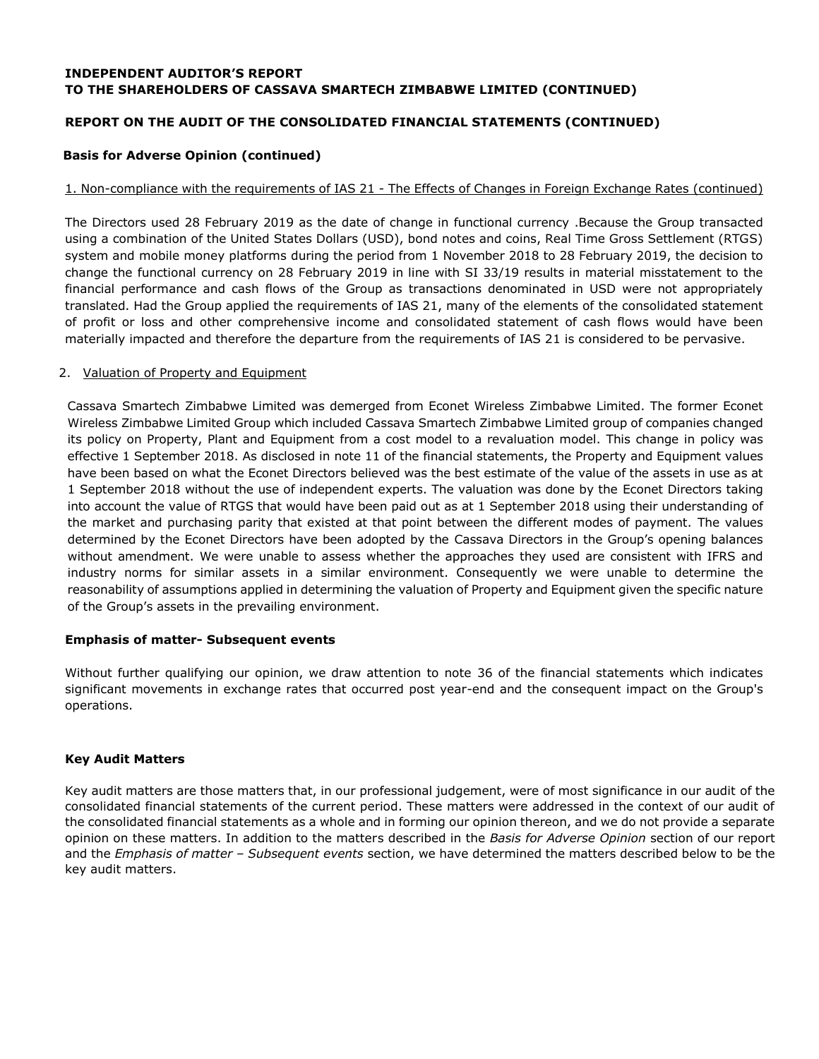**INDEPENDENT AUDITOR'S REPORT**
**TO THE SHAREHOLDERS OF CASSAVA SMARTECH ZIMBABWE LIMITED (CONTINUED)**

**REPORT ON THE AUDIT OF THE CONSOLIDATED FINANCIAL STATEMENTS (CONTINUED)**

**Basis for Adverse Opinion (continued)**

1. Non-compliance with the requirements of IAS 21 - The Effects of Changes in Foreign Exchange Rates (continued)

The Directors used 28 February 2019 as the date of change in functional currency .Because the Group transacted using a combination of the United States Dollars (USD), bond notes and coins, Real Time Gross Settlement (RTGS) system and mobile money platforms during the period from 1 November 2018 to 28 February 2019, the decision to change the functional currency on 28 February 2019 in line with SI 33/19 results in material misstatement to the financial performance and cash flows of the Group as transactions denominated in USD were not appropriately translated. Had the Group applied the requirements of IAS 21, many of the elements of the consolidated statement of profit or loss and other comprehensive income and consolidated statement of cash flows would have been materially impacted and therefore the departure from the requirements of IAS 21 is considered to be pervasive.

2. Valuation of Property and Equipment

Cassava Smartech Zimbabwe Limited was demerged from Econet Wireless Zimbabwe Limited. The former Econet Wireless Zimbabwe Limited Group which included Cassava Smartech Zimbabwe Limited group of companies changed its policy on Property, Plant and Equipment from a cost model to a revaluation model. This change in policy was effective 1 September 2018. As disclosed in note 11 of the financial statements, the Property and Equipment values have been based on what the Econet Directors believed was the best estimate of the value of the assets in use as at 1 September 2018 without the use of independent experts. The valuation was done by the Econet Directors taking into account the value of RTGS that would have been paid out as at 1 September 2018 using their understanding of the market and purchasing parity that existed at that point between the different modes of payment. The values determined by the Econet Directors have been adopted by the Cassava Directors in the Group's opening balances without amendment. We were unable to assess whether the approaches they used are consistent with IFRS and industry norms for similar assets in a similar environment. Consequently we were unable to determine the reasonability of assumptions applied in determining the valuation of Property and Equipment given the specific nature of the Group's assets in the prevailing environment.

**Emphasis of matter- Subsequent events**

Without further qualifying our opinion, we draw attention to note 36 of the financial statements which indicates significant movements in exchange rates that occurred post year-end and the consequent impact on the Group's operations.

**Key Audit Matters**

Key audit matters are those matters that, in our professional judgement, were of most significance in our audit of the consolidated financial statements of the current period. These matters were addressed in the context of our audit of the consolidated financial statements as a whole and in forming our opinion thereon, and we do not provide a separate opinion on these matters. In addition to the matters described in the *Basis for Adverse Opinion* section of our report and the *Emphasis of matter – Subsequent events* section, we have determined the matters described below to be the key audit matters.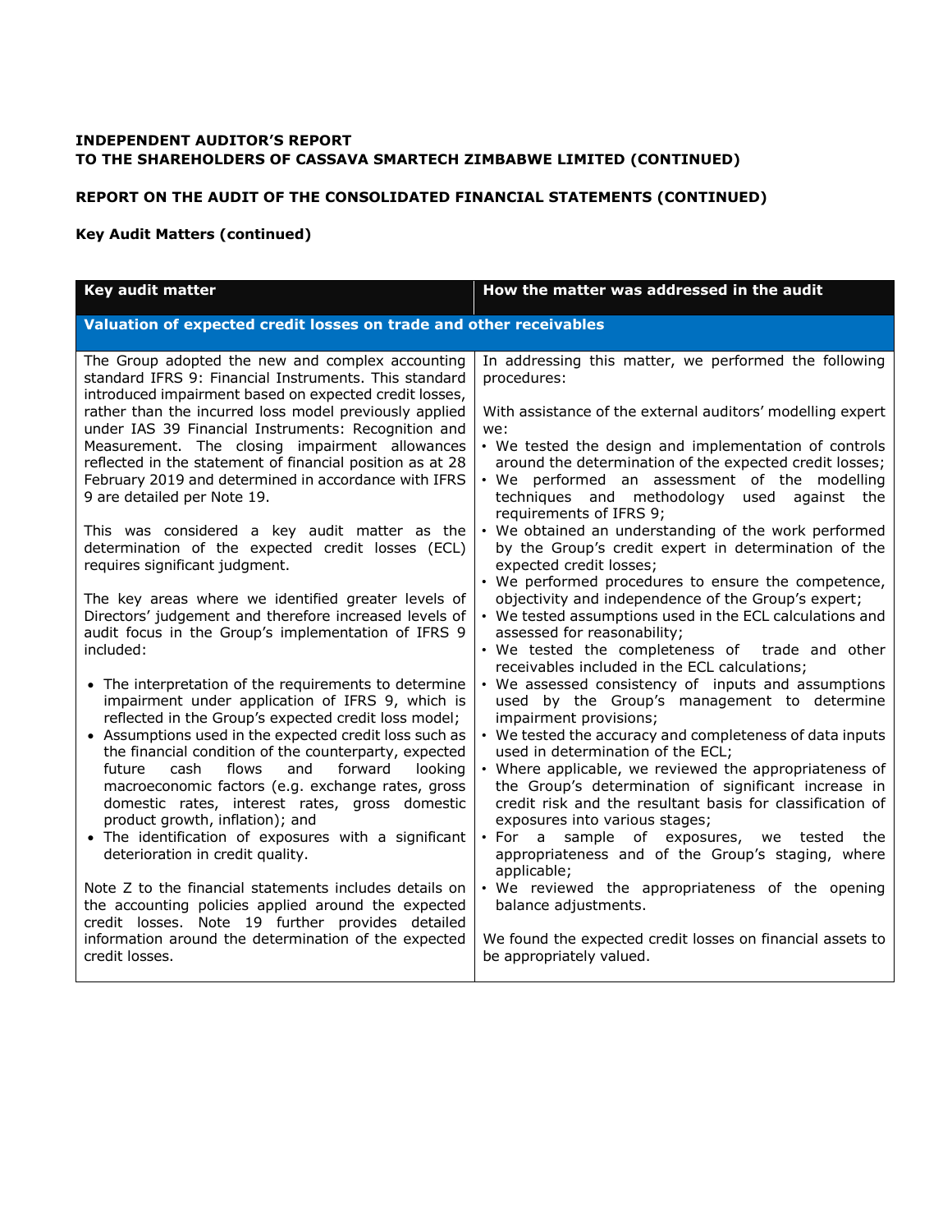**INDEPENDENT AUDITOR'S REPORT**
**TO THE SHAREHOLDERS OF CASSAVA SMARTECH ZIMBABWE LIMITED (CONTINUED)**

**REPORT ON THE AUDIT OF THE CONSOLIDATED FINANCIAL STATEMENTS (CONTINUED)**

**Key Audit Matters (continued)**

| Key audit matter | How the matter was addressed in the audit |
|---|---|
| **Valuation of expected credit losses on trade and other receivables** | |
| The Group adopted the new and complex accounting standard IFRS 9: Financial Instruments. This standard introduced impairment based on expected credit losses, rather than the incurred loss model previously applied under IAS 39 Financial Instruments: Recognition and Measurement. The closing impairment allowances reflected in the statement of financial position as at 28 February 2019 and determined in accordance with IFRS 9 are detailed per Note 19.<br><br>This was considered a key audit matter as the determination of the expected credit losses (ECL) requires significant judgment.<br><br>The key areas where we identified greater levels of Directors' judgement and therefore increased levels of audit focus in the Group's implementation of IFRS 9 included:<br><br>• The interpretation of the requirements to determine impairment under application of IFRS 9, which is reflected in the Group's expected credit loss model;<br>• Assumptions used in the expected credit loss such as the financial condition of the counterparty, expected future cash flows and forward looking macroeconomic factors (e.g. exchange rates, gross domestic rates, interest rates, gross domestic product growth, inflation); and<br>• The identification of exposures with a significant deterioration in credit quality.<br><br>Note Z to the financial statements includes details on the accounting policies applied around the expected credit losses. Note 19 further provides detailed information around the determination of the expected credit losses. | In addressing this matter, we performed the following procedures:<br><br>With assistance of the external auditors' modelling expert we:<br>• We tested the design and implementation of controls around the determination of the expected credit losses;<br>• We performed an assessment of the modelling techniques and methodology used against the requirements of IFRS 9;<br>• We obtained an understanding of the work performed by the Group's credit expert in determination of the expected credit losses;<br>• We performed procedures to ensure the competence, objectivity and independence of the Group's expert;<br>• We tested assumptions used in the ECL calculations and assessed for reasonability;<br>• We tested the completeness of trade and other receivables included in the ECL calculations;<br>• We assessed consistency of inputs and assumptions used by the Group's management to determine impairment provisions;<br>• We tested the accuracy and completeness of data inputs used in determination of the ECL;<br>• Where applicable, we reviewed the appropriateness of the Group's determination of significant increase in credit risk and the resultant basis for classification of exposures into various stages;<br>• For a sample of exposures, we tested the appropriateness and of the Group's staging, where applicable;<br>• We reviewed the appropriateness of the opening balance adjustments.<br><br>We found the expected credit losses on financial assets to be appropriately valued. |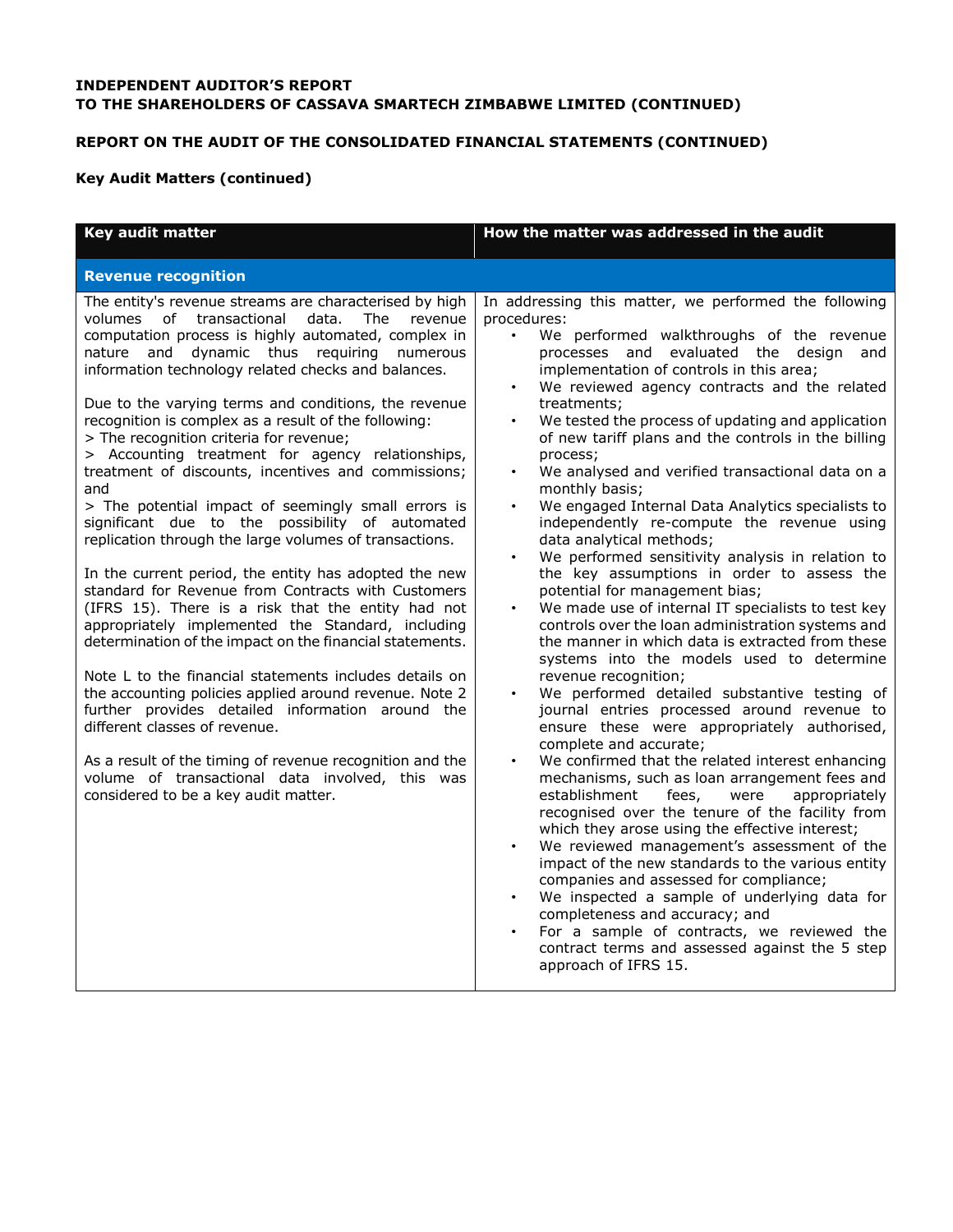**INDEPENDENT AUDITOR'S REPORT**
**TO THE SHAREHOLDERS OF CASSAVA SMARTECH ZIMBABWE LIMITED (CONTINUED)**

**REPORT ON THE AUDIT OF THE CONSOLIDATED FINANCIAL STATEMENTS (CONTINUED)**

**Key Audit Matters (continued)**

| Key audit matter | How the matter was addressed in the audit |
|---|---|
| **Revenue recognition** | |
| The entity's revenue streams are characterised by high volumes of transactional data. The revenue computation process is highly automated, complex in nature and dynamic thus requiring numerous information technology related checks and balances.<br><br>Due to the varying terms and conditions, the revenue recognition is complex as a result of the following:<br>> The recognition criteria for revenue;<br>> Accounting treatment for agency relationships, treatment of discounts, incentives and commissions; and<br>> The potential impact of seemingly small errors is significant due to the possibility of automated replication through the large volumes of transactions.<br><br>In the current period, the entity has adopted the new standard for Revenue from Contracts with Customers (IFRS 15). There is a risk that the entity had not appropriately implemented the Standard, including determination of the impact on the financial statements.<br><br>Note L to the financial statements includes details on the accounting policies applied around revenue. Note 2 further provides detailed information around the different classes of revenue.<br><br>As a result of the timing of revenue recognition and the volume of transactional data involved, this was considered to be a key audit matter. | In addressing this matter, we performed the following procedures:<br>• We performed walkthroughs of the revenue processes and evaluated the design and implementation of controls in this area;<br>• We reviewed agency contracts and the related treatments;<br>• We tested the process of updating and application of new tariff plans and the controls in the billing process;<br>• We analysed and verified transactional data on a monthly basis;<br>• We engaged Internal Data Analytics specialists to independently re-compute the revenue using data analytical methods;<br>• We performed sensitivity analysis in relation to the key assumptions in order to assess the potential for management bias;<br>• We made use of internal IT specialists to test key controls over the loan administration systems and the manner in which data is extracted from these systems into the models used to determine revenue recognition;<br>• We performed detailed substantive testing of journal entries processed around revenue to ensure these were appropriately authorised, complete and accurate;<br>• We confirmed that the related interest enhancing mechanisms, such as loan arrangement fees and establishment fees, were appropriately recognised over the tenure of the facility from which they arose using the effective interest;<br>• We reviewed management's assessment of the impact of the new standards to the various entity companies and assessed for compliance;<br>• We inspected a sample of underlying data for completeness and accuracy; and<br>• For a sample of contracts, we reviewed the contract terms and assessed against the 5 step approach of IFRS 15. |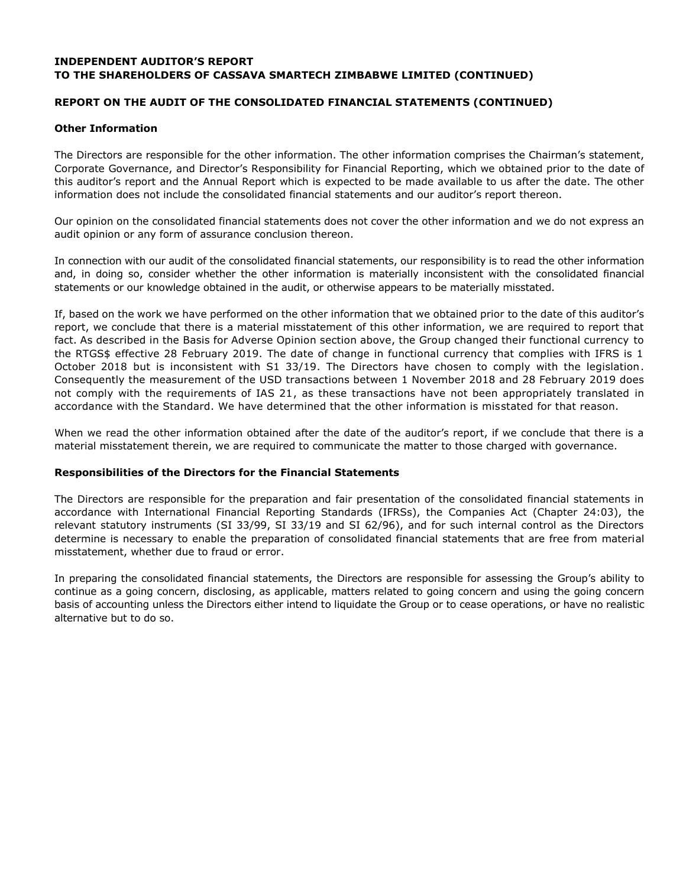**INDEPENDENT AUDITOR'S REPORT**
**TO THE SHAREHOLDERS OF CASSAVA SMARTECH ZIMBABWE LIMITED (CONTINUED)**

**REPORT ON THE AUDIT OF THE CONSOLIDATED FINANCIAL STATEMENTS (CONTINUED)**

**Other Information**

The Directors are responsible for the other information. The other information comprises the Chairman's statement, Corporate Governance, and Director's Responsibility for Financial Reporting, which we obtained prior to the date of this auditor's report and the Annual Report which is expected to be made available to us after the date. The other information does not include the consolidated financial statements and our auditor's report thereon.

Our opinion on the consolidated financial statements does not cover the other information and we do not express an audit opinion or any form of assurance conclusion thereon.

In connection with our audit of the consolidated financial statements, our responsibility is to read the other information and, in doing so, consider whether the other information is materially inconsistent with the consolidated financial statements or our knowledge obtained in the audit, or otherwise appears to be materially misstated.

If, based on the work we have performed on the other information that we obtained prior to the date of this auditor's report, we conclude that there is a material misstatement of this other information, we are required to report that fact. As described in the Basis for Adverse Opinion section above, the Group changed their functional currency to the RTGS$ effective 28 February 2019. The date of change in functional currency that complies with IFRS is 1 October 2018 but is inconsistent with S1 33/19. The Directors have chosen to comply with the legislation. Consequently the measurement of the USD transactions between 1 November 2018 and 28 February 2019 does not comply with the requirements of IAS 21, as these transactions have not been appropriately translated in accordance with the Standard. We have determined that the other information is misstated for that reason.

When we read the other information obtained after the date of the auditor's report, if we conclude that there is a material misstatement therein, we are required to communicate the matter to those charged with governance.

**Responsibilities of the Directors for the Financial Statements**

The Directors are responsible for the preparation and fair presentation of the consolidated financial statements in accordance with International Financial Reporting Standards (IFRSs), the Companies Act (Chapter 24:03), the relevant statutory instruments (SI 33/99, SI 33/19 and SI 62/96), and for such internal control as the Directors determine is necessary to enable the preparation of consolidated financial statements that are free from material misstatement, whether due to fraud or error.

In preparing the consolidated financial statements, the Directors are responsible for assessing the Group's ability to continue as a going concern, disclosing, as applicable, matters related to going concern and using the going concern basis of accounting unless the Directors either intend to liquidate the Group or to cease operations, or have no realistic alternative but to do so.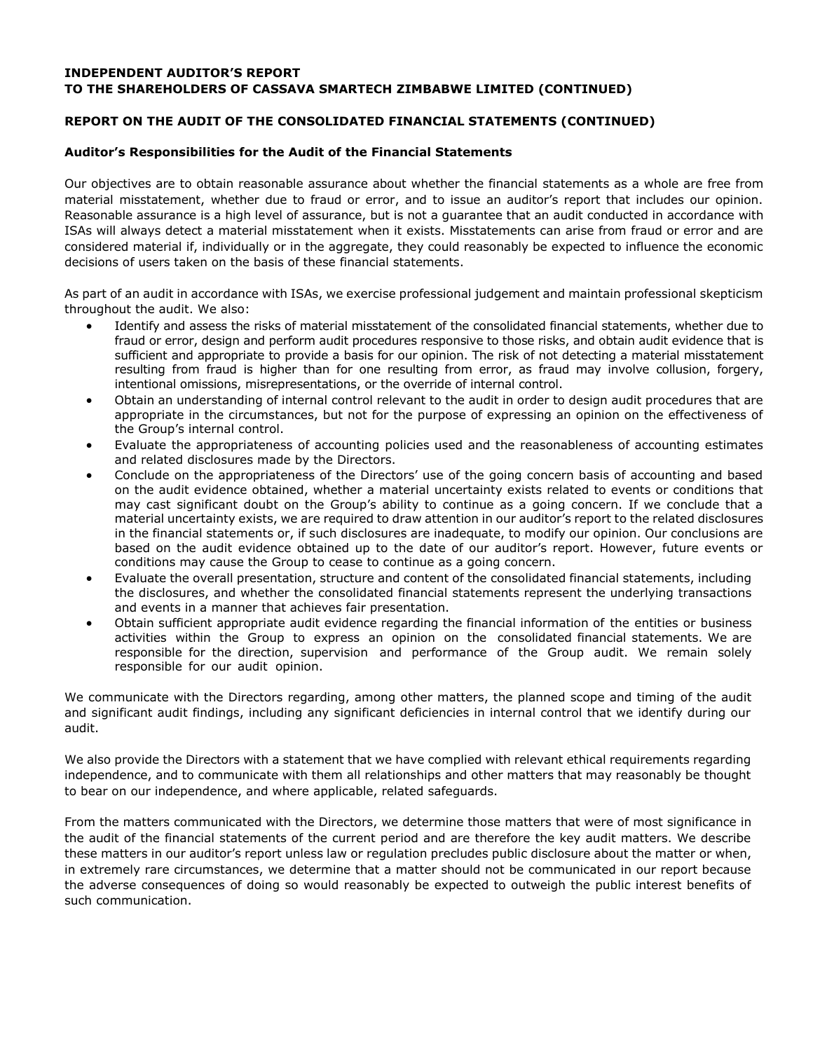**INDEPENDENT AUDITOR'S REPORT**
**TO THE SHAREHOLDERS OF CASSAVA SMARTECH ZIMBABWE LIMITED (CONTINUED)**

**REPORT ON THE AUDIT OF THE CONSOLIDATED FINANCIAL STATEMENTS (CONTINUED)**

**Auditor's Responsibilities for the Audit of the Financial Statements**

Our objectives are to obtain reasonable assurance about whether the financial statements as a whole are free from material misstatement, whether due to fraud or error, and to issue an auditor's report that includes our opinion. Reasonable assurance is a high level of assurance, but is not a guarantee that an audit conducted in accordance with ISAs will always detect a material misstatement when it exists. Misstatements can arise from fraud or error and are considered material if, individually or in the aggregate, they could reasonably be expected to influence the economic decisions of users taken on the basis of these financial statements.

As part of an audit in accordance with ISAs, we exercise professional judgement and maintain professional skepticism throughout the audit. We also:

- Identify and assess the risks of material misstatement of the consolidated financial statements, whether due to fraud or error, design and perform audit procedures responsive to those risks, and obtain audit evidence that is sufficient and appropriate to provide a basis for our opinion. The risk of not detecting a material misstatement resulting from fraud is higher than for one resulting from error, as fraud may involve collusion, forgery, intentional omissions, misrepresentations, or the override of internal control.
- Obtain an understanding of internal control relevant to the audit in order to design audit procedures that are appropriate in the circumstances, but not for the purpose of expressing an opinion on the effectiveness of the Group's internal control.
- Evaluate the appropriateness of accounting policies used and the reasonableness of accounting estimates and related disclosures made by the Directors.
- Conclude on the appropriateness of the Directors' use of the going concern basis of accounting and based on the audit evidence obtained, whether a material uncertainty exists related to events or conditions that may cast significant doubt on the Group's ability to continue as a going concern. If we conclude that a material uncertainty exists, we are required to draw attention in our auditor's report to the related disclosures in the financial statements or, if such disclosures are inadequate, to modify our opinion. Our conclusions are based on the audit evidence obtained up to the date of our auditor's report. However, future events or conditions may cause the Group to cease to continue as a going concern.
- Evaluate the overall presentation, structure and content of the consolidated financial statements, including the disclosures, and whether the consolidated financial statements represent the underlying transactions and events in a manner that achieves fair presentation.
- Obtain sufficient appropriate audit evidence regarding the financial information of the entities or business activities within the Group to express an opinion on the consolidated financial statements. We are responsible for the direction, supervision and performance of the Group audit. We remain solely responsible for our audit opinion.

We communicate with the Directors regarding, among other matters, the planned scope and timing of the audit and significant audit findings, including any significant deficiencies in internal control that we identify during our audit.

We also provide the Directors with a statement that we have complied with relevant ethical requirements regarding independence, and to communicate with them all relationships and other matters that may reasonably be thought to bear on our independence, and where applicable, related safeguards.

From the matters communicated with the Directors, we determine those matters that were of most significance in the audit of the financial statements of the current period and are therefore the key audit matters. We describe these matters in our auditor's report unless law or regulation precludes public disclosure about the matter or when, in extremely rare circumstances, we determine that a matter should not be communicated in our report because the adverse consequences of doing so would reasonably be expected to outweigh the public interest benefits of such communication.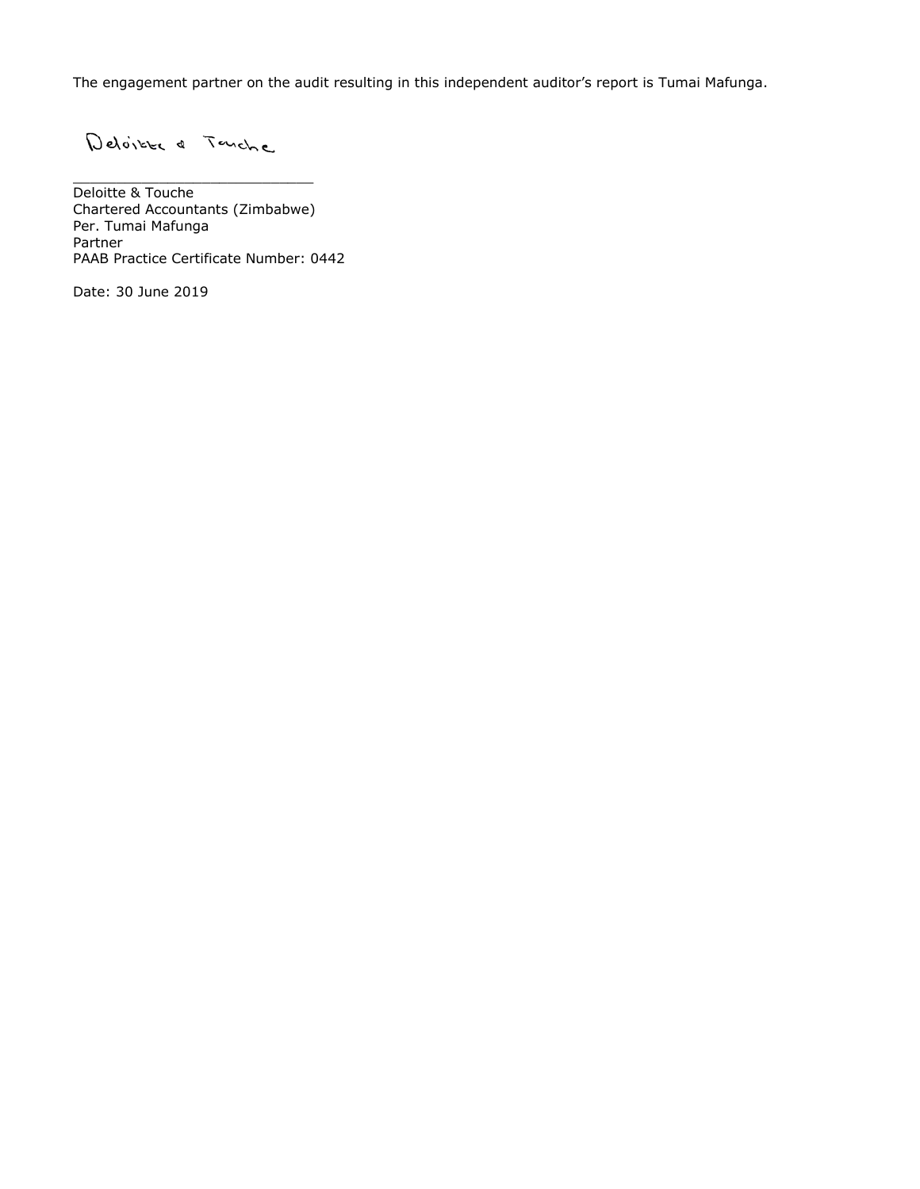The engagement partner on the audit resulting in this independent auditor's report is Tumai Mafunga.

Deloitte & Touche

___________________________

Deloitte & Touche
Chartered Accountants (Zimbabwe)
Per. Tumai Mafunga
Partner
PAAB Practice Certificate Number: 0442

Date: 30 June 2019